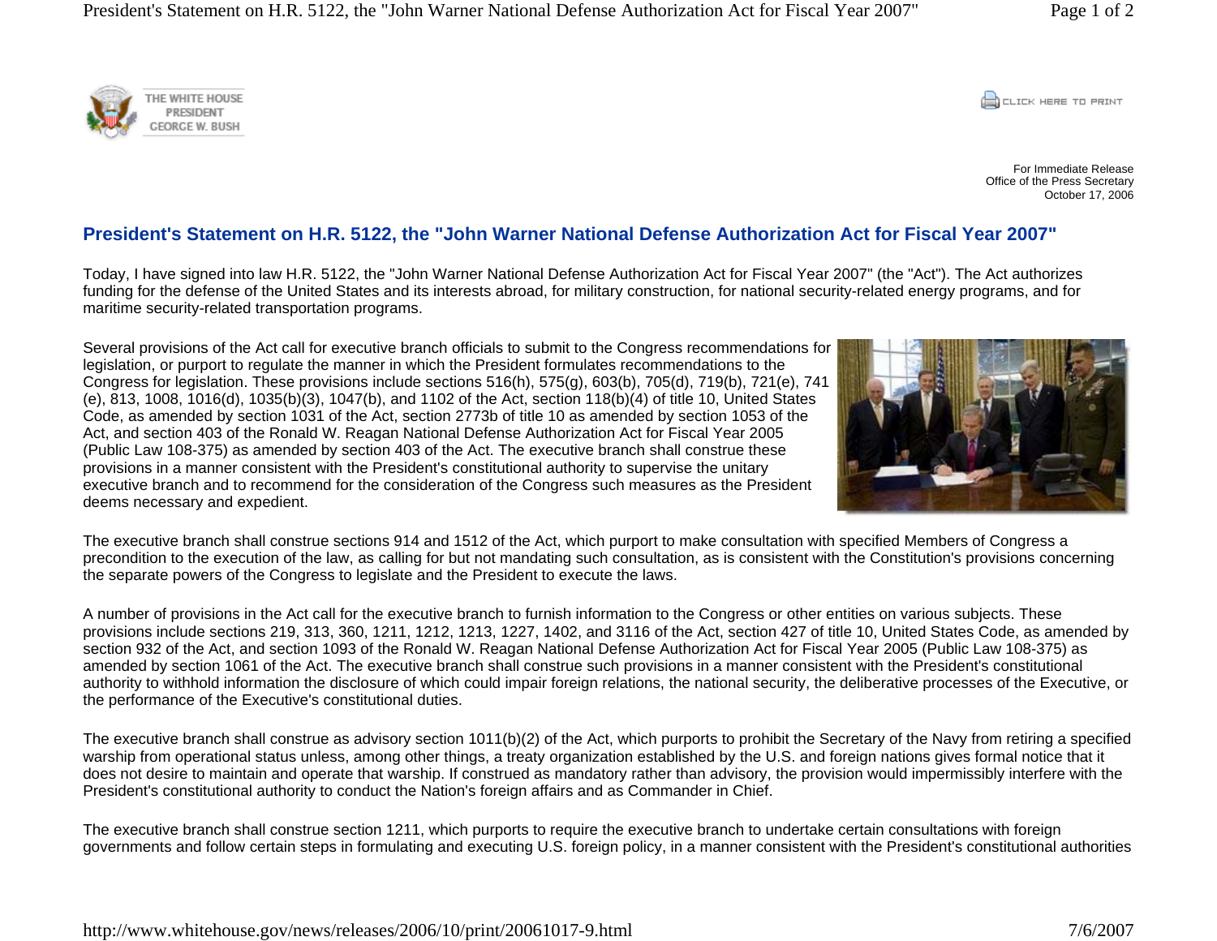THE WHITE HOUSE
PRESIDENT
GEORGE W. BUSH

For Immediate Release
Office of the Press Secretary
October 17, 2006

## President's Statement on H.R. 5122, the "John Warner National Defense Authorization Act for Fiscal Year 2007"

Today, I have signed into law H.R. 5122, the "John Warner National Defense Authorization Act for Fiscal Year 2007" (the "Act"). The Act authorizes funding for the defense of the United States and its interests abroad, for military construction, for national security-related energy programs, and for maritime security-related transportation programs.

Several provisions of the Act call for executive branch officials to submit to the Congress recommendations for legislation, or purport to regulate the manner in which the President formulates recommendations to the Congress for legislation. These provisions include sections 516(h), 575(g), 603(b), 705(d), 719(b), 721(e), 741(e), 813, 1008, 1016(d), 1035(b)(3), 1047(b), and 1102 of the Act, section 118(b)(4) of title 10, United States Code, as amended by section 1031 of the Act, section 2773b of title 10 as amended by section 1053 of the Act, and section 403 of the Ronald W. Reagan National Defense Authorization Act for Fiscal Year 2005 (Public Law 108-375) as amended by section 403 of the Act. The executive branch shall construe these provisions in a manner consistent with the President's constitutional authority to supervise the unitary executive branch and to recommend for the consideration of the Congress such measures as the President deems necessary and expedient.

The executive branch shall construe sections 914 and 1512 of the Act, which purport to make consultation with specified Members of Congress a precondition to the execution of the law, as calling for but not mandating such consultation, as is consistent with the Constitution's provisions concerning the separate powers of the Congress to legislate and the President to execute the laws.

A number of provisions in the Act call for the executive branch to furnish information to the Congress or other entities on various subjects. These provisions include sections 219, 313, 360, 1211, 1212, 1213, 1227, 1402, and 3116 of the Act, section 427 of title 10, United States Code, as amended by section 932 of the Act, and section 1093 of the Ronald W. Reagan National Defense Authorization Act for Fiscal Year 2005 (Public Law 108-375) as amended by section 1061 of the Act. The executive branch shall construe such provisions in a manner consistent with the President's constitutional authority to withhold information the disclosure of which could impair foreign relations, the national security, the deliberative processes of the Executive, or the performance of the Executive's constitutional duties.

The executive branch shall construe as advisory section 1011(b)(2) of the Act, which purports to prohibit the Secretary of the Navy from retiring a specified warship from operational status unless, among other things, a treaty organization established by the U.S. and foreign nations gives formal notice that it does not desire to maintain and operate that warship. If construed as mandatory rather than advisory, the provision would impermissibly interfere with the President's constitutional authority to conduct the Nation's foreign affairs and as Commander in Chief.

The executive branch shall construe section 1211, which purports to require the executive branch to undertake certain consultations with foreign governments and follow certain steps in formulating and executing U.S. foreign policy, in a manner consistent with the President's constitutional authorities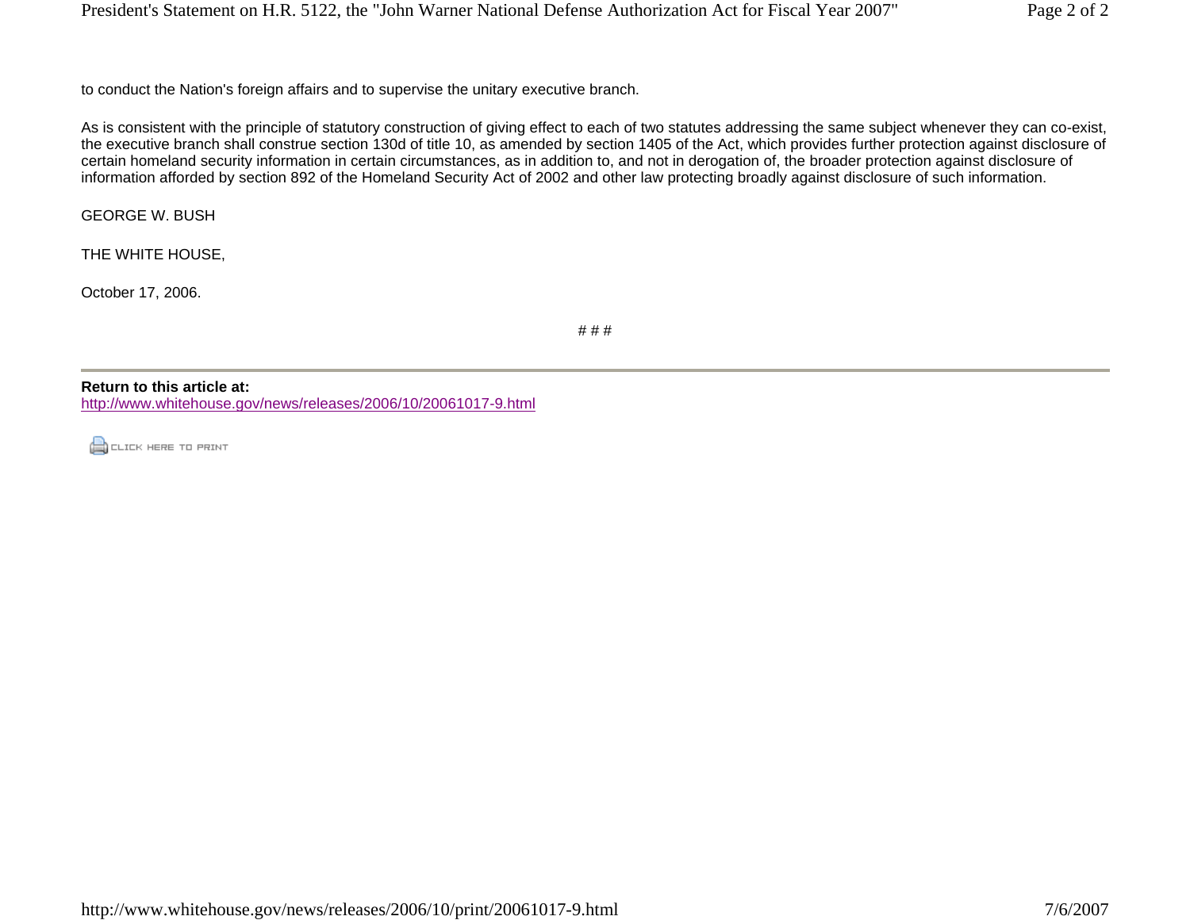to conduct the Nation's foreign affairs and to supervise the unitary executive branch.

As is consistent with the principle of statutory construction of giving effect to each of two statutes addressing the same subject whenever they can co-exist, the executive branch shall construe section 130d of title 10, as amended by section 1405 of the Act, which provides further protection against disclosure of certain homeland security information in certain circumstances, as in addition to, and not in derogation of, the broader protection against disclosure of information afforded by section 892 of the Homeland Security Act of 2002 and other law protecting broadly against disclosure of such information.

GEORGE W. BUSH

THE WHITE HOUSE,

October 17, 2006.

# # #

---

**Return to this article at:**
http://www.whitehouse.gov/news/releases/2006/10/20061017-9.html

CLICK HERE TO PRINT